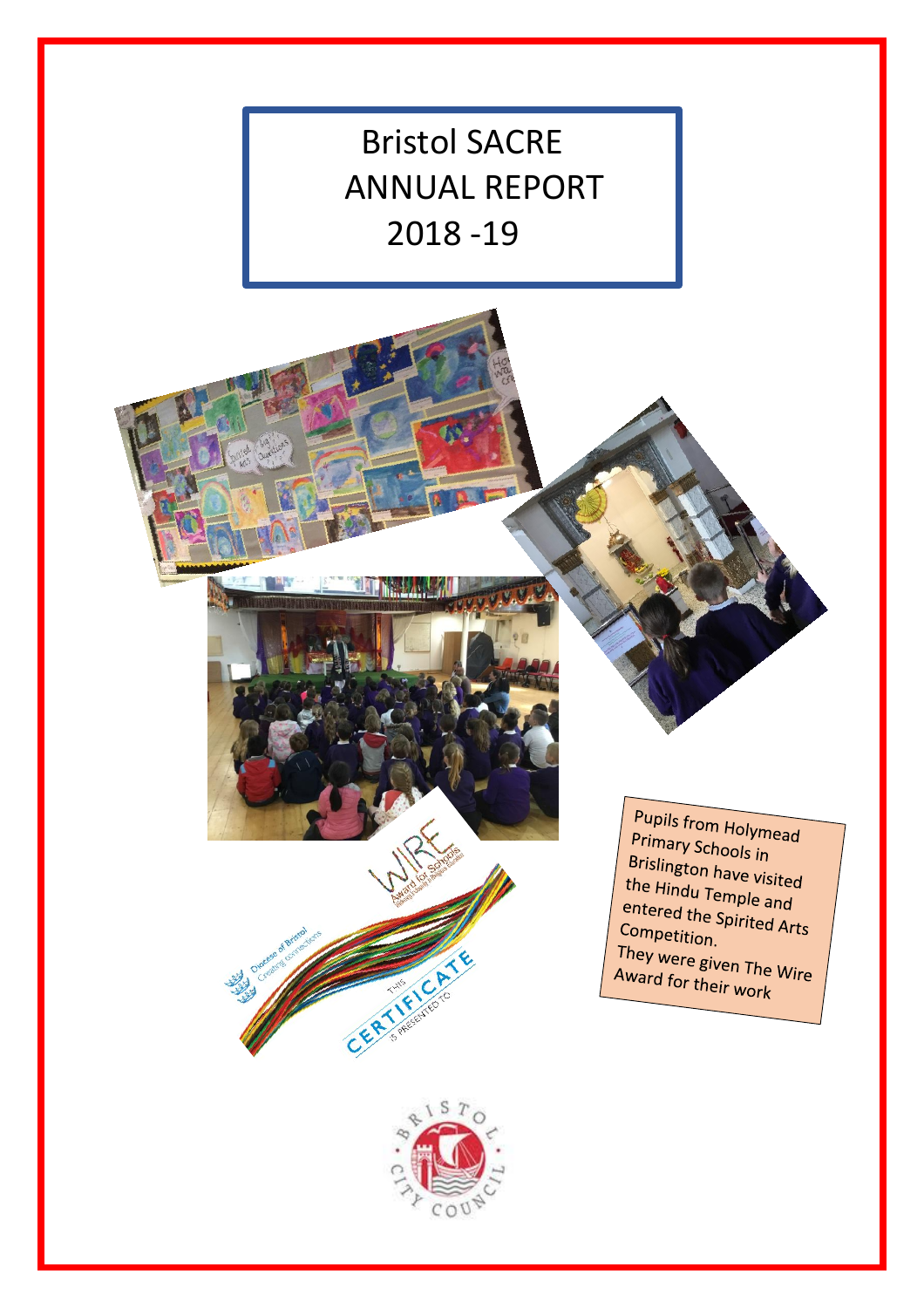# Bristol SACRE ANNUAL REPORT 2018 -19

Pupils from Holymead Primary Schools in Brislington have visited the Hindu Temple and entered the Spirited Arts Competition.

They were given The Wire Award for their work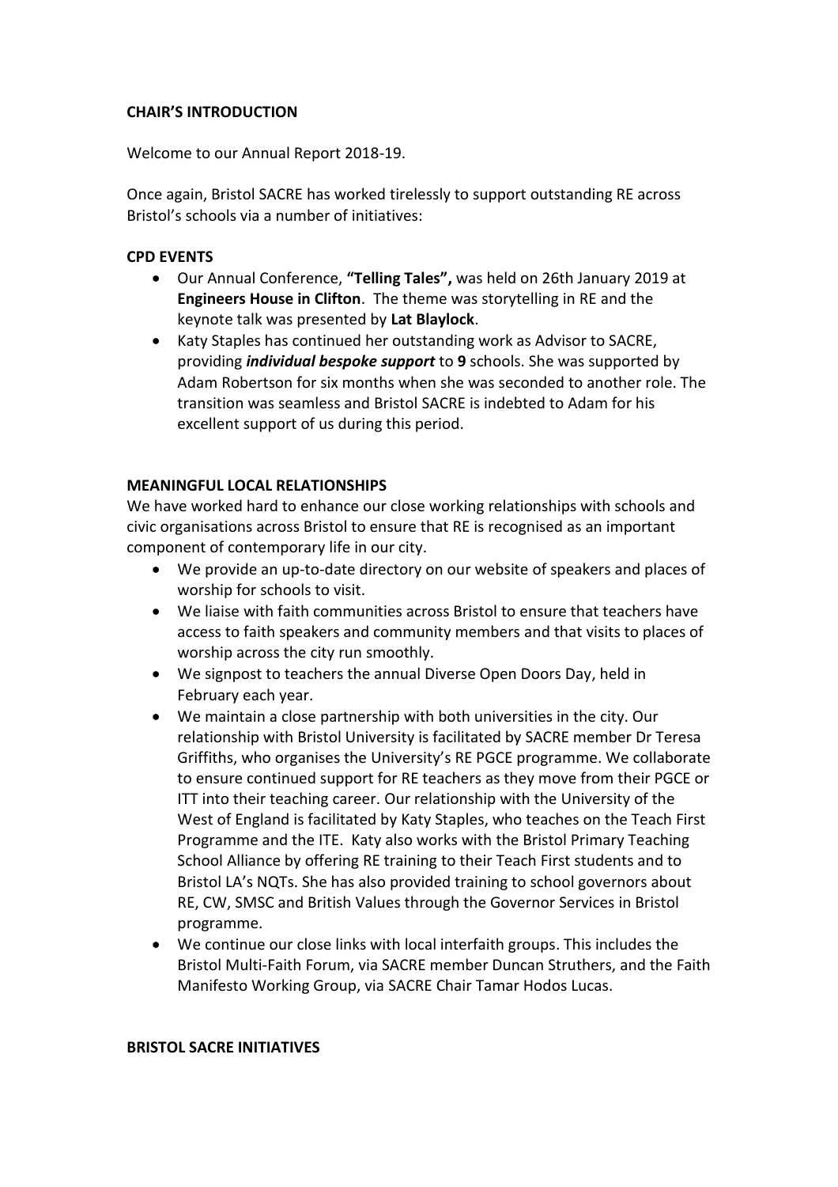## CHAIR'S INTRODUCTION

Welcome to our Annual Report 2018-19.

Once again, Bristol SACRE has worked tirelessly to support outstanding RE across Bristol's schools via a number of initiatives:

### CPD EVENTS

- Our Annual Conference, **"Telling Tales",** was held on 26th January 2019 at **Engineers House in Clifton**. The theme was storytelling in RE and the keynote talk was presented by **Lat Blaylock**.
- Katy Staples has continued her outstanding work as Advisor to SACRE, providing ***individual bespoke support*** to **9** schools. She was supported by Adam Robertson for six months when she was seconded to another role. The transition was seamless and Bristol SACRE is indebted to Adam for his excellent support of us during this period.

### MEANINGFUL LOCAL RELATIONSHIPS

We have worked hard to enhance our close working relationships with schools and civic organisations across Bristol to ensure that RE is recognised as an important component of contemporary life in our city.

- We provide an up-to-date directory on our website of speakers and places of worship for schools to visit.
- We liaise with faith communities across Bristol to ensure that teachers have access to faith speakers and community members and that visits to places of worship across the city run smoothly.
- We signpost to teachers the annual Diverse Open Doors Day, held in February each year.
- We maintain a close partnership with both universities in the city. Our relationship with Bristol University is facilitated by SACRE member Dr Teresa Griffiths, who organises the University's RE PGCE programme. We collaborate to ensure continued support for RE teachers as they move from their PGCE or ITT into their teaching career. Our relationship with the University of the West of England is facilitated by Katy Staples, who teaches on the Teach First Programme and the ITE. Katy also works with the Bristol Primary Teaching School Alliance by offering RE training to their Teach First students and to Bristol LA's NQTs. She has also provided training to school governors about RE, CW, SMSC and British Values through the Governor Services in Bristol programme.
- We continue our close links with local interfaith groups. This includes the Bristol Multi-Faith Forum, via SACRE member Duncan Struthers, and the Faith Manifesto Working Group, via SACRE Chair Tamar Hodos Lucas.

### BRISTOL SACRE INITIATIVES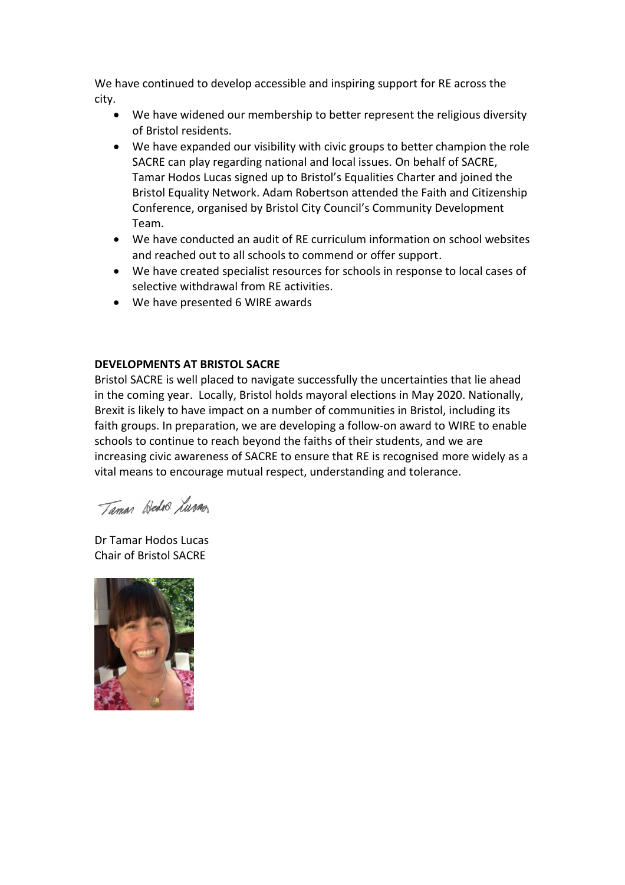We have continued to develop accessible and inspiring support for RE across the city.

- We have widened our membership to better represent the religious diversity of Bristol residents.
- We have expanded our visibility with civic groups to better champion the role SACRE can play regarding national and local issues. On behalf of SACRE, Tamar Hodos Lucas signed up to Bristol's Equalities Charter and joined the Bristol Equality Network. Adam Robertson attended the Faith and Citizenship Conference, organised by Bristol City Council's Community Development Team.
- We have conducted an audit of RE curriculum information on school websites and reached out to all schools to commend or offer support.
- We have created specialist resources for schools in response to local cases of selective withdrawal from RE activities.
- We have presented 6 WIRE awards

**DEVELOPMENTS AT BRISTOL SACRE**

Bristol SACRE is well placed to navigate successfully the uncertainties that lie ahead in the coming year. Locally, Bristol holds mayoral elections in May 2020. Nationally, Brexit is likely to have impact on a number of communities in Bristol, including its faith groups. In preparation, we are developing a follow-on award to WIRE to enable schools to continue to reach beyond the faiths of their students, and we are increasing civic awareness of SACRE to ensure that RE is recognised more widely as a vital means to encourage mutual respect, understanding and tolerance.

Tamar Hodos Lucas

Dr Tamar Hodos Lucas
Chair of Bristol SACRE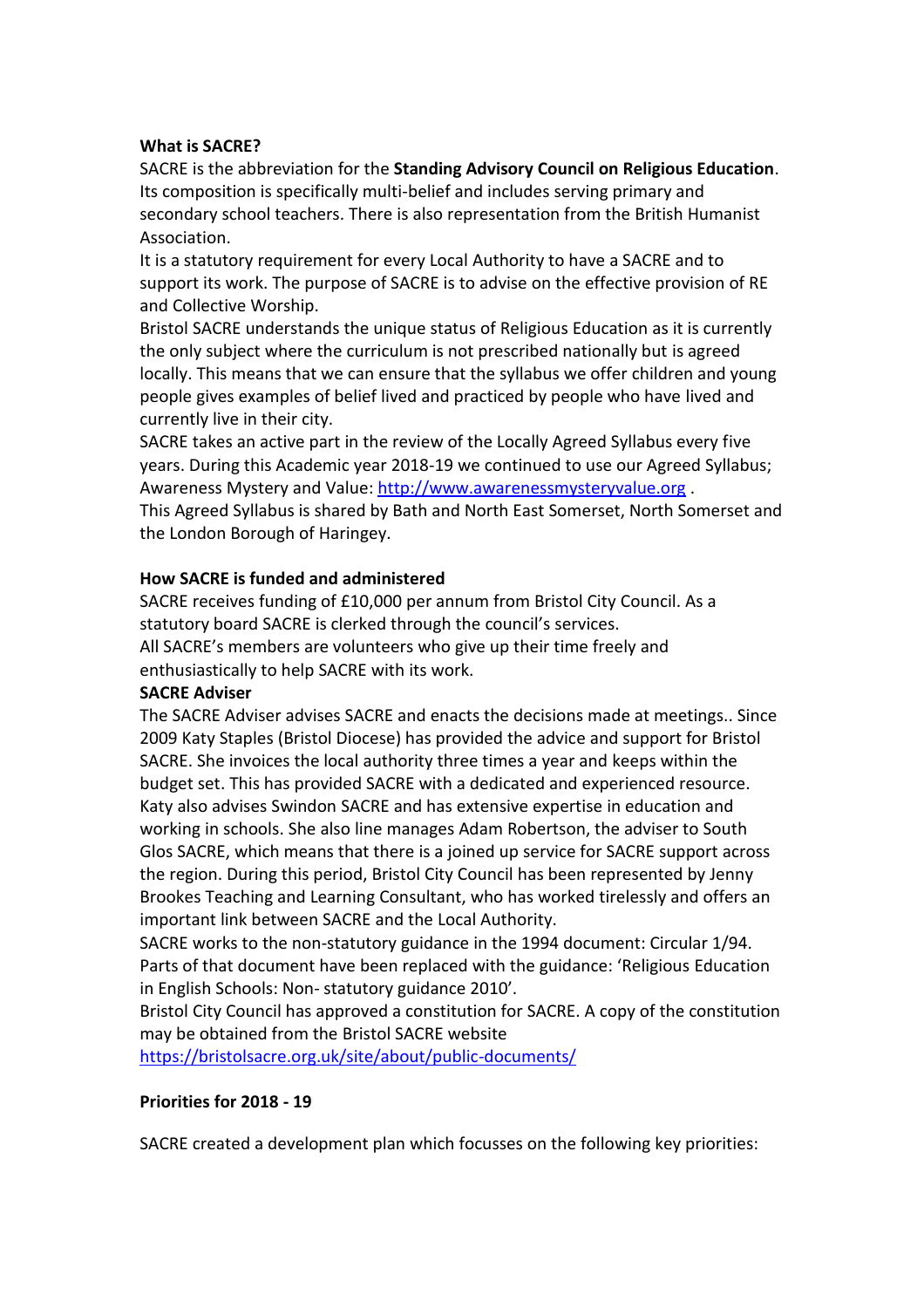**What is SACRE?**

SACRE is the abbreviation for the **Standing Advisory Council on Religious Education**. Its composition is specifically multi-belief and includes serving primary and secondary school teachers. There is also representation from the British Humanist Association.

It is a statutory requirement for every Local Authority to have a SACRE and to support its work. The purpose of SACRE is to advise on the effective provision of RE and Collective Worship.

Bristol SACRE understands the unique status of Religious Education as it is currently the only subject where the curriculum is not prescribed nationally but is agreed locally. This means that we can ensure that the syllabus we offer children and young people gives examples of belief lived and practiced by people who have lived and currently live in their city.

SACRE takes an active part in the review of the Locally Agreed Syllabus every five years. During this Academic year 2018-19 we continued to use our Agreed Syllabus; Awareness Mystery and Value: http://www.awarenessmysteryvalue.org .

This Agreed Syllabus is shared by Bath and North East Somerset, North Somerset and the London Borough of Haringey.

**How SACRE is funded and administered**

SACRE receives funding of £10,000 per annum from Bristol City Council. As a statutory board SACRE is clerked through the council's services.

All SACRE's members are volunteers who give up their time freely and enthusiastically to help SACRE with its work.

**SACRE Adviser**

The SACRE Adviser advises SACRE and enacts the decisions made at meetings.. Since 2009 Katy Staples (Bristol Diocese) has provided the advice and support for Bristol SACRE. She invoices the local authority three times a year and keeps within the budget set. This has provided SACRE with a dedicated and experienced resource. Katy also advises Swindon SACRE and has extensive expertise in education and working in schools. She also line manages Adam Robertson, the adviser to South Glos SACRE, which means that there is a joined up service for SACRE support across the region. During this period, Bristol City Council has been represented by Jenny Brookes Teaching and Learning Consultant, who has worked tirelessly and offers an important link between SACRE and the Local Authority.

SACRE works to the non-statutory guidance in the 1994 document: Circular 1/94. Parts of that document have been replaced with the guidance: 'Religious Education in English Schools: Non- statutory guidance 2010'.

Bristol City Council has approved a constitution for SACRE. A copy of the constitution may be obtained from the Bristol SACRE website https://bristolsacre.org.uk/site/about/public-documents/

**Priorities for 2018 - 19**

SACRE created a development plan which focusses on the following key priorities: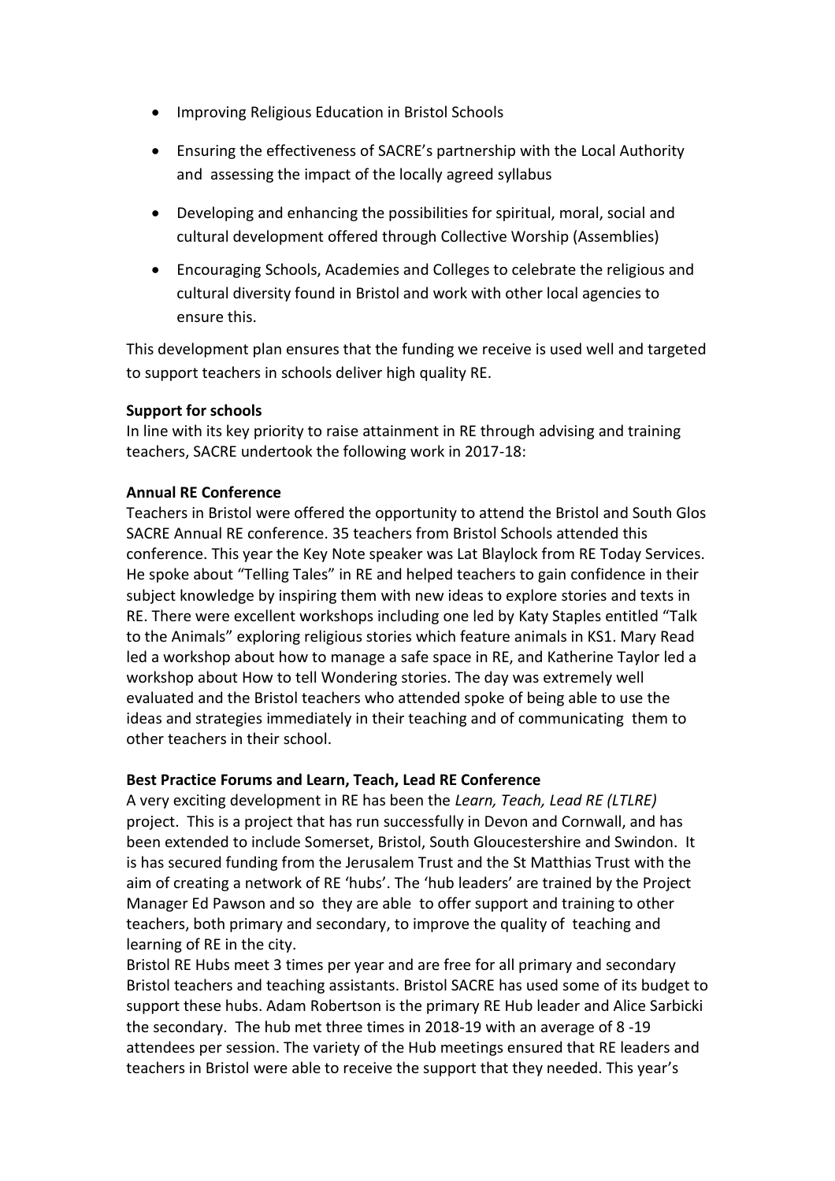- Improving Religious Education in Bristol Schools
- Ensuring the effectiveness of SACRE's partnership with the Local Authority and assessing the impact of the locally agreed syllabus
- Developing and enhancing the possibilities for spiritual, moral, social and cultural development offered through Collective Worship (Assemblies)
- Encouraging Schools, Academies and Colleges to celebrate the religious and cultural diversity found in Bristol and work with other local agencies to ensure this.

This development plan ensures that the funding we receive is used well and targeted to support teachers in schools deliver high quality RE.

**Support for schools**

In line with its key priority to raise attainment in RE through advising and training teachers, SACRE undertook the following work in 2017-18:

**Annual RE Conference**

Teachers in Bristol were offered the opportunity to attend the Bristol and South Glos SACRE Annual RE conference. 35 teachers from Bristol Schools attended this conference. This year the Key Note speaker was Lat Blaylock from RE Today Services. He spoke about "Telling Tales" in RE and helped teachers to gain confidence in their subject knowledge by inspiring them with new ideas to explore stories and texts in RE. There were excellent workshops including one led by Katy Staples entitled "Talk to the Animals" exploring religious stories which feature animals in KS1. Mary Read led a workshop about how to manage a safe space in RE, and Katherine Taylor led a workshop about How to tell Wondering stories. The day was extremely well evaluated and the Bristol teachers who attended spoke of being able to use the ideas and strategies immediately in their teaching and of communicating them to other teachers in their school.

**Best Practice Forums and Learn, Teach, Lead RE Conference**

A very exciting development in RE has been the *Learn, Teach, Lead RE (LTLRE)* project. This is a project that has run successfully in Devon and Cornwall, and has been extended to include Somerset, Bristol, South Gloucestershire and Swindon. It is has secured funding from the Jerusalem Trust and the St Matthias Trust with the aim of creating a network of RE 'hubs'. The 'hub leaders' are trained by the Project Manager Ed Pawson and so they are able to offer support and training to other teachers, both primary and secondary, to improve the quality of teaching and learning of RE in the city.

Bristol RE Hubs meet 3 times per year and are free for all primary and secondary Bristol teachers and teaching assistants. Bristol SACRE has used some of its budget to support these hubs. Adam Robertson is the primary RE Hub leader and Alice Sarbicki the secondary. The hub met three times in 2018-19 with an average of 8 -19 attendees per session. The variety of the Hub meetings ensured that RE leaders and teachers in Bristol were able to receive the support that they needed. This year's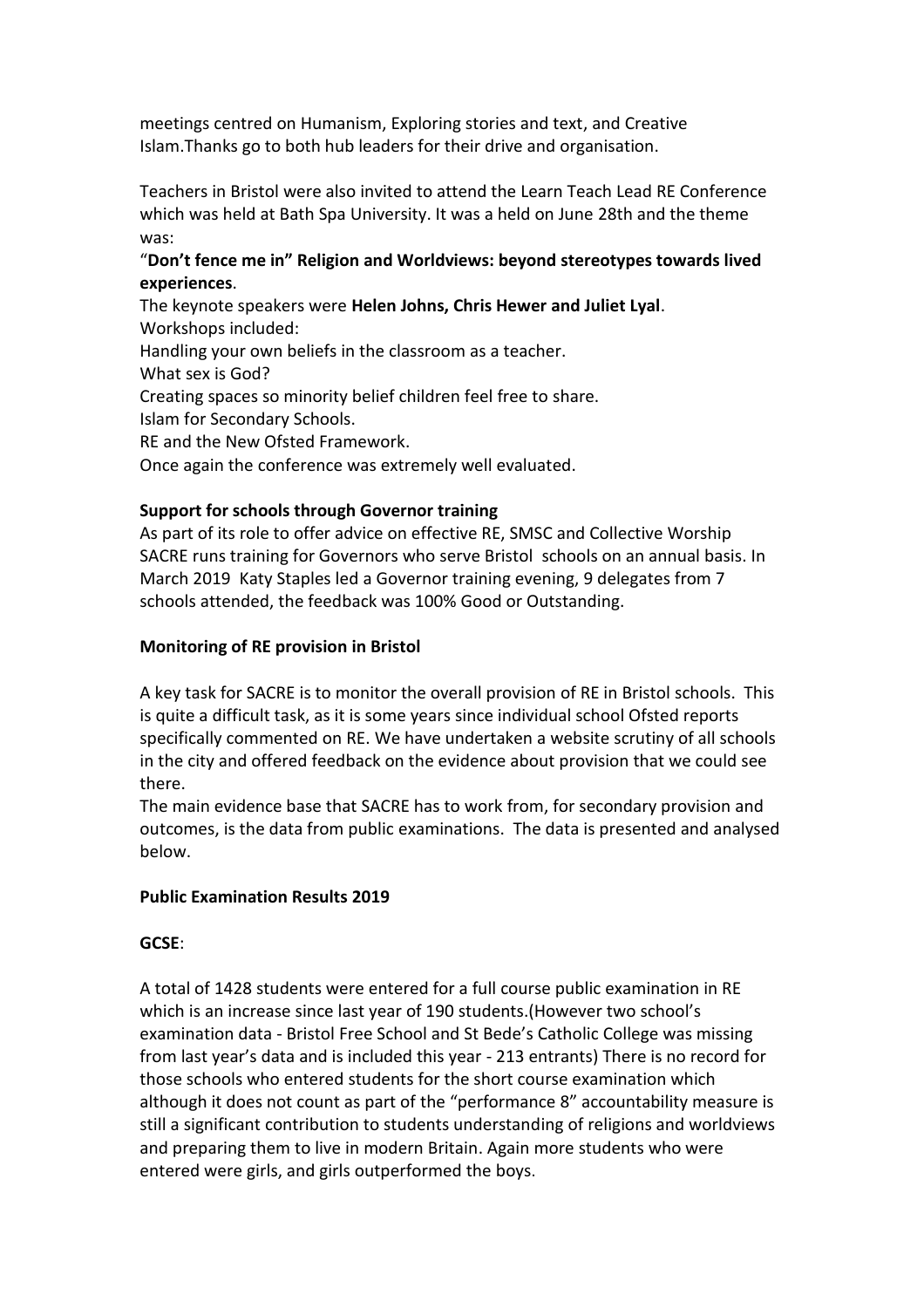meetings centred on Humanism, Exploring stories and text, and Creative Islam.Thanks go to both hub leaders for their drive and organisation.

Teachers in Bristol were also invited to attend the Learn Teach Lead RE Conference which was held at Bath Spa University. It was a held on June 28th and the theme was:

"**Don't fence me in" Religion and Worldviews: beyond stereotypes towards lived experiences**.

The keynote speakers were **Helen Johns, Chris Hewer and Juliet Lyal**.

Workshops included:

Handling your own beliefs in the classroom as a teacher.

What sex is God?

Creating spaces so minority belief children feel free to share.

Islam for Secondary Schools.

RE and the New Ofsted Framework.

Once again the conference was extremely well evaluated.

**Support for schools through Governor training**

As part of its role to offer advice on effective RE, SMSC and Collective Worship SACRE runs training for Governors who serve Bristol schools on an annual basis. In March 2019 Katy Staples led a Governor training evening, 9 delegates from 7 schools attended, the feedback was 100% Good or Outstanding.

**Monitoring of RE provision in Bristol**

A key task for SACRE is to monitor the overall provision of RE in Bristol schools. This is quite a difficult task, as it is some years since individual school Ofsted reports specifically commented on RE. We have undertaken a website scrutiny of all schools in the city and offered feedback on the evidence about provision that we could see there.

The main evidence base that SACRE has to work from, for secondary provision and outcomes, is the data from public examinations. The data is presented and analysed below.

**Public Examination Results 2019**

**GCSE**:

A total of 1428 students were entered for a full course public examination in RE which is an increase since last year of 190 students.(However two school's examination data - Bristol Free School and St Bede's Catholic College was missing from last year's data and is included this year - 213 entrants) There is no record for those schools who entered students for the short course examination which although it does not count as part of the "performance 8" accountability measure is still a significant contribution to students understanding of religions and worldviews and preparing them to live in modern Britain. Again more students who were entered were girls, and girls outperformed the boys.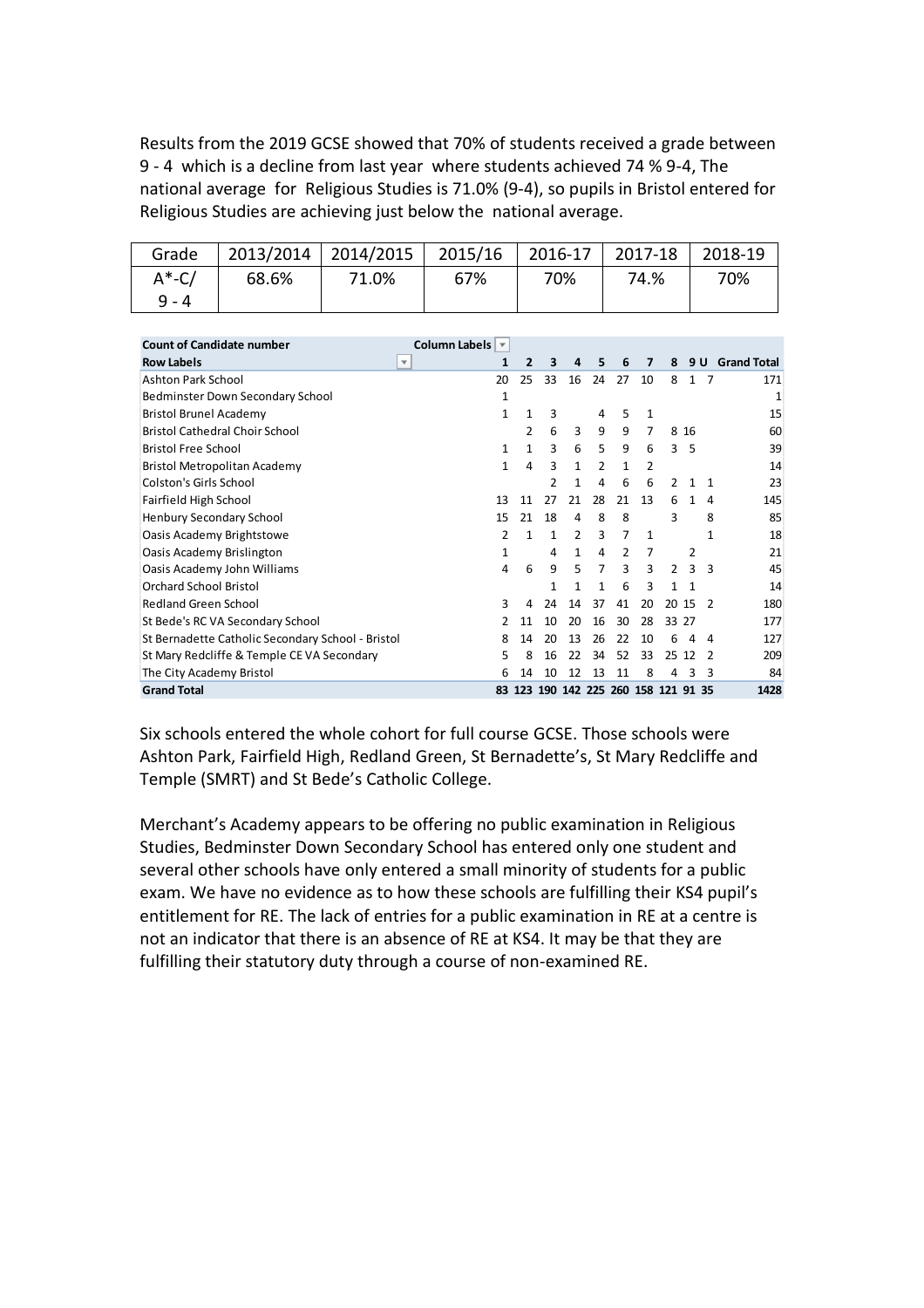Results from the 2019 GCSE showed that 70% of students received a grade between 9 - 4 which is a decline from last year where students achieved 74 % 9-4, The national average for Religious Studies is 71.0% (9-4), so pupils in Bristol entered for Religious Studies are achieving just below the national average.

| Grade | 2013/2014 | 2014/2015 | 2015/16 | 2016-17 | 2017-18 | 2018-19 |
|---|---|---|---|---|---|---|
| A*-C/ 9 - 4 | 68.6% | 71.0% | 67% | 70% | 74.% | 70% |

| **Count of Candidate number** | **Column Labels** | | | | | | | | | | |
|---|---|---|---|---|---|---|---|---|---|---|---|
| **Row Labels** | **1** | **2** | **3** | **4** | **5** | **6** | **7** | **8** | **9** | **U** | **Grand Total** |
| Ashton Park School | 20 | 25 | 33 | 16 | 24 | 27 | 10 | 8 | 1 | 7 | 171 |
| Bedminster Down Secondary School | 1 | | | | | | | | | | 1 |
| Bristol Brunel Academy | 1 | 1 | 3 | | 4 | 5 | 1 | | | | 15 |
| Bristol Cathedral Choir School | | 2 | 6 | 3 | 9 | 9 | 7 | 8 | 16 | | 60 |
| Bristol Free School | 1 | 1 | 3 | 6 | 5 | 9 | 6 | 3 | 5 | | 39 |
| Bristol Metropolitan Academy | 1 | 4 | 3 | 1 | 2 | 1 | 2 | | | | 14 |
| Colston's Girls School | | | 2 | 1 | 4 | 6 | 6 | 2 | 1 | 1 | 23 |
| Fairfield High School | 13 | 11 | 27 | 21 | 28 | 21 | 13 | 6 | 1 | 4 | 145 |
| Henbury Secondary School | 15 | 21 | 18 | 4 | 8 | 8 | | 3 | | 8 | 85 |
| Oasis Academy Brightstowe | 2 | 1 | 1 | 2 | 3 | 7 | 1 | | | 1 | 18 |
| Oasis Academy Brislington | 1 | | 4 | 1 | 4 | 2 | 7 | | 2 | | 21 |
| Oasis Academy John Williams | 4 | 6 | 9 | 5 | 7 | 3 | 3 | 2 | 3 | 3 | 45 |
| Orchard School Bristol | | | 1 | 1 | 1 | 6 | 3 | 1 | 1 | | 14 |
| Redland Green School | 3 | 4 | 24 | 14 | 37 | 41 | 20 | 20 | 15 | 2 | 180 |
| St Bede's RC VA Secondary School | 2 | 11 | 10 | 20 | 16 | 30 | 28 | 33 | 27 | | 177 |
| St Bernadette Catholic Secondary School - Bristol | 8 | 14 | 20 | 13 | 26 | 22 | 10 | 6 | 4 | 4 | 127 |
| St Mary Redcliffe & Temple CE VA Secondary | 5 | 8 | 16 | 22 | 34 | 52 | 33 | 25 | 12 | 2 | 209 |
| The City Academy Bristol | 6 | 14 | 10 | 12 | 13 | 11 | 8 | 4 | 3 | 3 | 84 |
| **Grand Total** | **83** | **123** | **190** | **142** | **225** | **260** | **158** | **121** | **91** | **35** | **1428** |

Six schools entered the whole cohort for full course GCSE. Those schools were Ashton Park, Fairfield High, Redland Green, St Bernadette's, St Mary Redcliffe and Temple (SMRT) and St Bede's Catholic College.

Merchant's Academy appears to be offering no public examination in Religious Studies, Bedminster Down Secondary School has entered only one student and several other schools have only entered a small minority of students for a public exam. We have no evidence as to how these schools are fulfilling their KS4 pupil's entitlement for RE. The lack of entries for a public examination in RE at a centre is not an indicator that there is an absence of RE at KS4. It may be that they are fulfilling their statutory duty through a course of non-examined RE.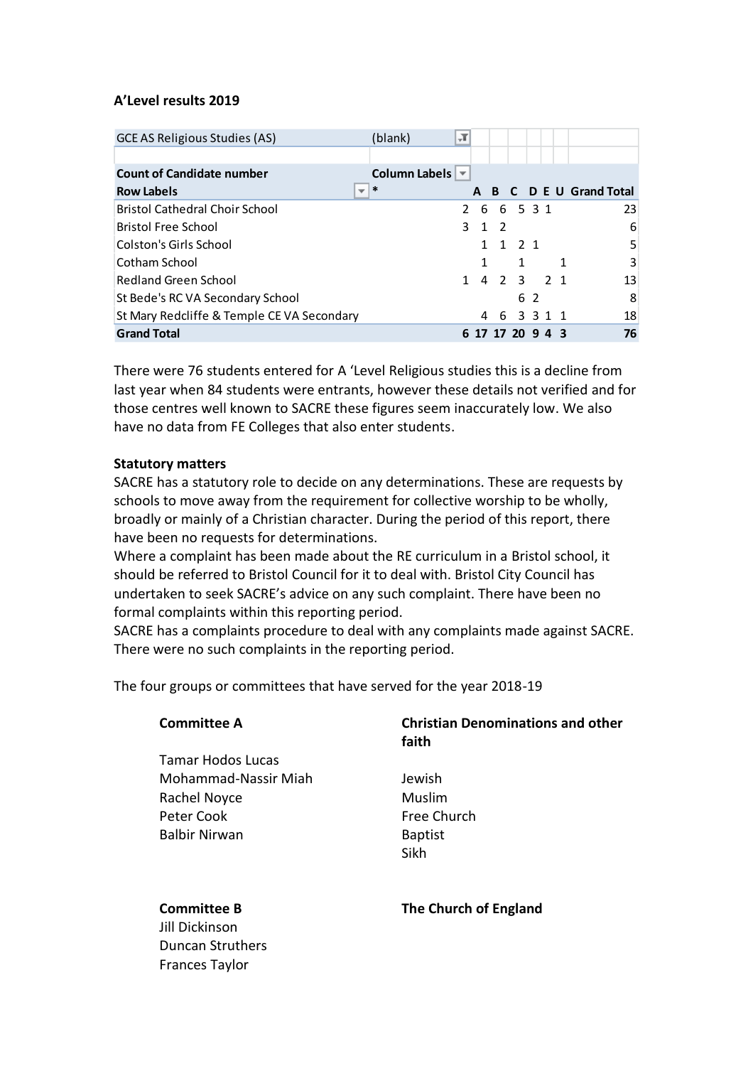**A'Level results 2019**

| GCE AS Religious Studies (AS) | (blank) | | | | | | | |
|---|---|---|---|---|---|---|---|---|
| | | | | | | | | |
| **Count of Candidate number** | **Column Labels** | | | | | | | |
| **Row Labels** | * | **A** | **B** | **C** | **D** | **E** | **U** | **Grand Total** |
| Bristol Cathedral Choir School | 2 | 6 | 6 | 5 | 3 | 1 | | 23 |
| Bristol Free School | 3 | 1 | 2 | | | | | 6 |
| Colston's Girls School | | 1 | 1 | 2 | 1 | | | 5 |
| Cotham School | | 1 | | 1 | | | 1 | 3 |
| Redland Green School | 1 | 4 | 2 | 3 | | 2 | 1 | 13 |
| St Bede's RC VA Secondary School | | | | 6 | 2 | | | 8 |
| St Mary Redcliffe & Temple CE VA Secondary | | 4 | 6 | 3 | 3 | 1 | 1 | 18 |
| **Grand Total** | **6** | **17** | **17** | **20** | **9** | **4** | **3** | **76** |

There were 76 students entered for A 'Level Religious studies this is a decline from last year when 84 students were entrants, however these details not verified and for those centres well known to SACRE these figures seem inaccurately low. We also have no data from FE Colleges that also enter students.

**Statutory matters**

SACRE has a statutory role to decide on any determinations. These are requests by schools to move away from the requirement for collective worship to be wholly, broadly or mainly of a Christian character. During the period of this report, there have been no requests for determinations.

Where a complaint has been made about the RE curriculum in a Bristol school, it should be referred to Bristol Council for it to deal with. Bristol City Council has undertaken to seek SACRE's advice on any such complaint. There have been no formal complaints within this reporting period.

SACRE has a complaints procedure to deal with any complaints made against SACRE. There were no such complaints in the reporting period.

The four groups or committees that have served for the year 2018-19

| **Committee A** | **Christian Denominations and other faith** |
|---|---|
| Tamar Hodos Lucas | Jewish |
| Mohammad-Nassir Miah | Muslim |
| Rachel Noyce | Free Church |
| Peter Cook | Baptist |
| Balbir Nirwan | Sikh |

| **Committee B** | **The Church of England** |
|---|---|
| Jill Dickinson | |
| Duncan Struthers | |
| Frances Taylor | |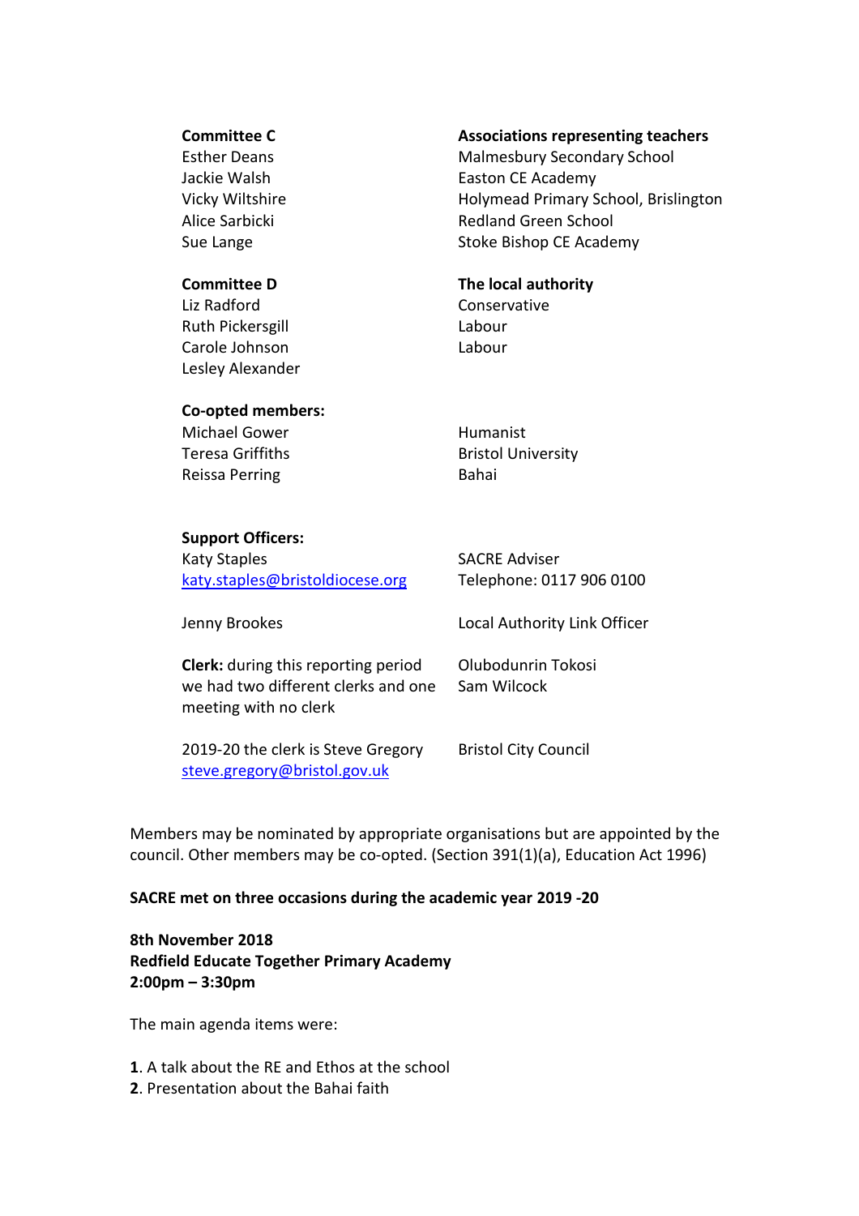| **Committee C** | **Associations representing teachers** |
| --- | --- |
| Esther Deans | Malmesbury Secondary School |
| Jackie Walsh | Easton CE Academy |
| Vicky Wiltshire | Holymead Primary School, Brislington |
| Alice Sarbicki | Redland Green School |
| Sue Lange | Stoke Bishop CE Academy |

| **Committee D** | **The local authority** |
| --- | --- |
| Liz Radford | Conservative |
| Ruth Pickersgill | Labour |
| Carole Johnson | Labour |
| Lesley Alexander | |

| **Co-opted members:** | |
| --- | --- |
| Michael Gower | Humanist |
| Teresa Griffiths | Bristol University |
| Reissa Perring | Bahai |

| **Support Officers:** | |
| --- | --- |
| Katy Staples<br>katy.staples@bristoldiocese.org | SACRE Adviser<br>Telephone: 0117 906 0100 |
| Jenny Brookes | Local Authority Link Officer |
| **Clerk:** during this reporting period we had two different clerks and one meeting with no clerk | Olubodunrin Tokosi<br>Sam Wilcock |
| 2019-20 the clerk is Steve Gregory<br>steve.gregory@bristol.gov.uk | Bristol City Council |

Members may be nominated by appropriate organisations but are appointed by the council. Other members may be co-opted. (Section 391(1)(a), Education Act 1996)

**SACRE met on three occasions during the academic year 2019 -20**

**8th November 2018**
**Redfield Educate Together Primary Academy**
**2:00pm – 3:30pm**

The main agenda items were:

**1**. A talk about the RE and Ethos at the school
**2**. Presentation about the Bahai faith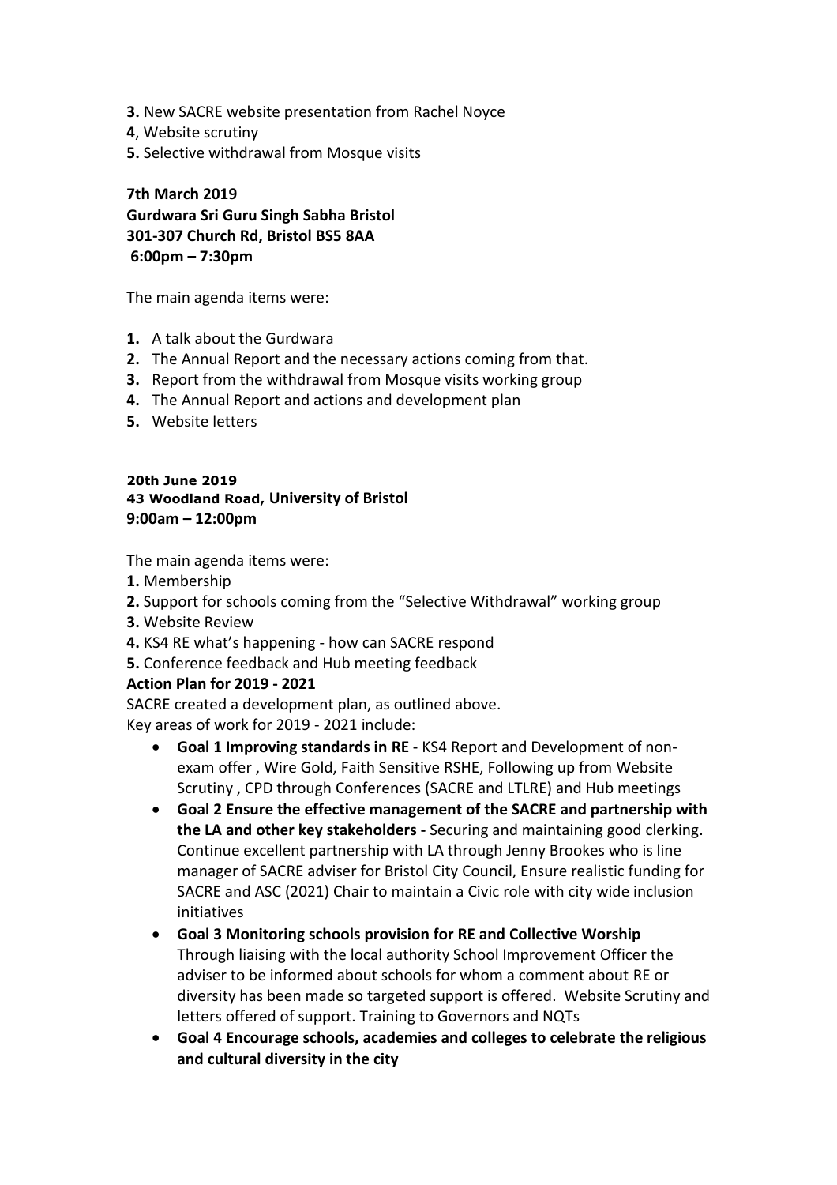**3.** New SACRE website presentation from Rachel Noyce

**4**, Website scrutiny

**5.** Selective withdrawal from Mosque visits

**7th March 2019**
**Gurdwara Sri Guru Singh Sabha Bristol**
**301-307 Church Rd, Bristol BS5 8AA**
**6:00pm – 7:30pm**

The main agenda items were:

1. A talk about the Gurdwara
2. The Annual Report and the necessary actions coming from that.
3. Report from the withdrawal from Mosque visits working group
4. The Annual Report and actions and development plan
5. Website letters

**20th June 2019**
**43 Woodland Road, University of Bristol**
**9:00am – 12:00pm**

The main agenda items were:

**1.** Membership

**2.** Support for schools coming from the "Selective Withdrawal" working group

**3.** Website Review

**4.** KS4 RE what's happening - how can SACRE respond

**5.** Conference feedback and Hub meeting feedback

**Action Plan for 2019 - 2021**

SACRE created a development plan, as outlined above.
Key areas of work for 2019 - 2021 include:

- **Goal 1 Improving standards in RE** - KS4 Report and Development of non-exam offer , Wire Gold, Faith Sensitive RSHE, Following up from Website Scrutiny , CPD through Conferences (SACRE and LTLRE) and Hub meetings
- **Goal 2 Ensure the effective management of the SACRE and partnership with the LA and other key stakeholders -** Securing and maintaining good clerking. Continue excellent partnership with LA through Jenny Brookes who is line manager of SACRE adviser for Bristol City Council, Ensure realistic funding for SACRE and ASC (2021) Chair to maintain a Civic role with city wide inclusion initiatives
- **Goal 3 Monitoring schools provision for RE and Collective Worship** Through liaising with the local authority School Improvement Officer the adviser to be informed about schools for whom a comment about RE or diversity has been made so targeted support is offered. Website Scrutiny and letters offered of support. Training to Governors and NQTs
- **Goal 4 Encourage schools, academies and colleges to celebrate the religious and cultural diversity in the city**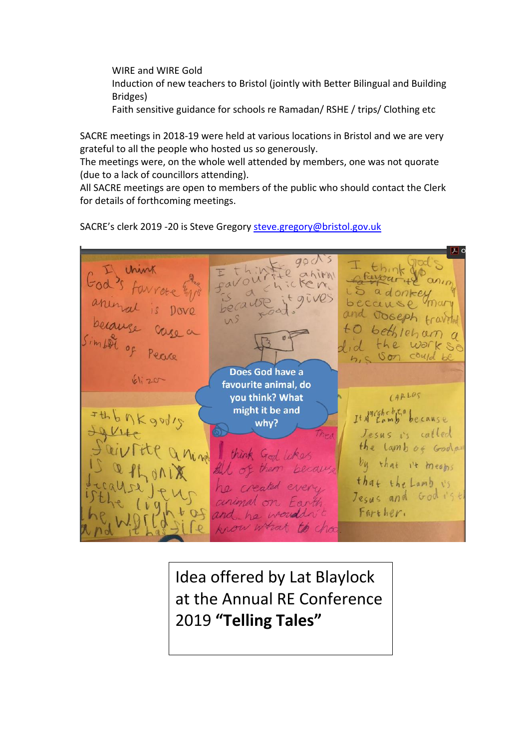WIRE and WIRE Gold
Induction of new teachers to Bristol (jointly with Better Bilingual and Building Bridges)
Faith sensitive guidance for schools re Ramadan/ RSHE / trips/ Clothing etc

SACRE meetings in 2018-19 were held at various locations in Bristol and we are very grateful to all the people who hosted us so generously.
The meetings were, on the whole well attended by members, one was not quorate (due to a lack of councillors attending).
All SACRE meetings are open to members of the public who should contact the Clerk for details of forthcoming meetings.

SACRE's clerk 2019 -20 is Steve Gregory steve.gregory@bristol.gov.uk

Idea offered by Lat Blaylock at the Annual RE Conference 2019 **"Telling Tales"**